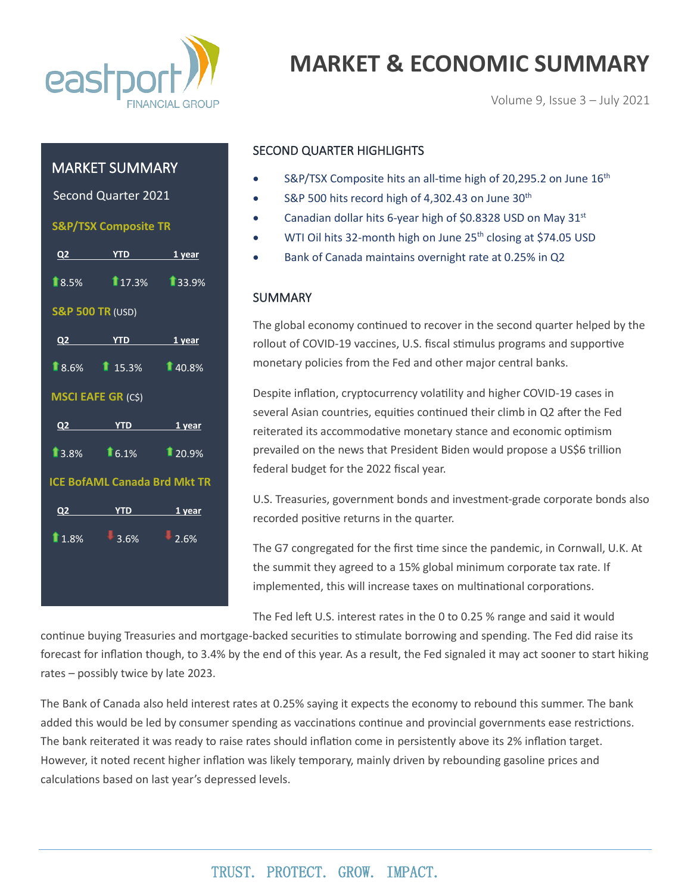# MARKET & ECONOMIC SUMMARY

Volume 9, Issue 3 – July 2021

## MARKET SUMMARY

Second Quarter 2021

**S&P/TSX Composite TR**

| Q2 | YTD | 1 year |
|---|---|---|
| ↑8.5% | ↑17.3% | ↑33.9% |

**S&P 500 TR** (USD)

| Q2 | YTD | 1 year |
|---|---|---|
| ↑8.6% | ↑15.3% | ↑40.8% |

**MSCI EAFE GR** (C$)

| Q2 | YTD | 1 year |
|---|---|---|
| ↑3.8% | ↑6.1% | ↑20.9% |

**ICE BofAML Canada Brd Mkt TR**

| Q2 | YTD | 1 year |
|---|---|---|
| ↑1.8% | ↓3.6% | ↓2.6% |

## SECOND QUARTER HIGHLIGHTS

- S&P/TSX Composite hits an all-time high of 20,295.2 on June 16th
- S&P 500 hits record high of 4,302.43 on June 30th
- Canadian dollar hits 6-year high of $0.8328 USD on May 31st
- WTI Oil hits 32-month high on June 25th closing at $74.05 USD
- Bank of Canada maintains overnight rate at 0.25% in Q2

## SUMMARY

The global economy continued to recover in the second quarter helped by the rollout of COVID-19 vaccines, U.S. fiscal stimulus programs and supportive monetary policies from the Fed and other major central banks.

Despite inflation, cryptocurrency volatility and higher COVID-19 cases in several Asian countries, equities continued their climb in Q2 after the Fed reiterated its accommodative monetary stance and economic optimism prevailed on the news that President Biden would propose a US$6 trillion federal budget for the 2022 fiscal year.

U.S. Treasuries, government bonds and investment-grade corporate bonds also recorded positive returns in the quarter.

The G7 congregated for the first time since the pandemic, in Cornwall, U.K. At the summit they agreed to a 15% global minimum corporate tax rate. If implemented, this will increase taxes on multinational corporations.

The Fed left U.S. interest rates in the 0 to 0.25 % range and said it would continue buying Treasuries and mortgage-backed securities to stimulate borrowing and spending. The Fed did raise its forecast for inflation though, to 3.4% by the end of this year. As a result, the Fed signaled it may act sooner to start hiking rates – possibly twice by late 2023.

The Bank of Canada also held interest rates at 0.25% saying it expects the economy to rebound this summer. The bank added this would be led by consumer spending as vaccinations continue and provincial governments ease restrictions. The bank reiterated it was ready to raise rates should inflation come in persistently above its 2% inflation target. However, it noted recent higher inflation was likely temporary, mainly driven by rebounding gasoline prices and calculations based on last year's depressed levels.

TRUST. PROTECT. GROW. IMPACT.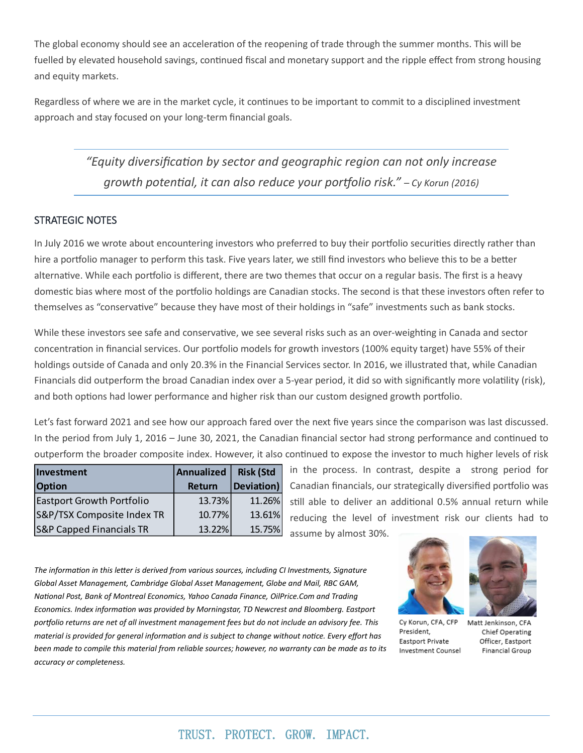The global economy should see an acceleration of the reopening of trade through the summer months. This will be fuelled by elevated household savings, continued fiscal and monetary support and the ripple effect from strong housing and equity markets.

Regardless of where we are in the market cycle, it continues to be important to commit to a disciplined investment approach and stay focused on your long-term financial goals.

> *"Equity diversification by sector and geographic region can not only increase growth potential, it can also reduce your portfolio risk."* *– Cy Korun (2016)*

## STRATEGIC NOTES

In July 2016 we wrote about encountering investors who preferred to buy their portfolio securities directly rather than hire a portfolio manager to perform this task. Five years later, we still find investors who believe this to be a better alternative. While each portfolio is different, there are two themes that occur on a regular basis. The first is a heavy domestic bias where most of the portfolio holdings are Canadian stocks. The second is that these investors often refer to themselves as "conservative" because they have most of their holdings in "safe" investments such as bank stocks.

While these investors see safe and conservative, we see several risks such as an over-weighting in Canada and sector concentration in financial services. Our portfolio models for growth investors (100% equity target) have 55% of their holdings outside of Canada and only 20.3% in the Financial Services sector. In 2016, we illustrated that, while Canadian Financials did outperform the broad Canadian index over a 5-year period, it did so with significantly more volatility (risk), and both options had lower performance and higher risk than our custom designed growth portfolio.

Let's fast forward 2021 and see how our approach fared over the next five years since the comparison was last discussed. In the period from July 1, 2016 – June 30, 2021, the Canadian financial sector had strong performance and continued to outperform the broader composite index. However, it also continued to expose the investor to much higher levels of risk in the process. In contrast, despite a strong period for Canadian financials, our strategically diversified portfolio was still able to deliver an additional 0.5% annual return while reducing the level of investment risk our clients had to assume by almost 30%.

| Investment Option | Annualized Return | Risk (Std Deviation) |
|---|---|---|
| Eastport Growth Portfolio | 13.73% | 11.26% |
| S&P/TSX Composite Index TR | 10.77% | 13.61% |
| S&P Capped Financials TR | 13.22% | 15.75% |

*The information in this letter is derived from various sources, including CI Investments, Signature Global Asset Management, Cambridge Global Asset Management, Globe and Mail, RBC GAM, National Post, Bank of Montreal Economics, Yahoo Canada Finance, OilPrice.Com and Trading Economics. Index information was provided by Morningstar, TD Newcrest and Bloomberg. Eastport portfolio returns are net of all investment management fees but do not include an advisory fee. This material is provided for general information and is subject to change without notice. Every effort has been made to compile this material from reliable sources; however, no warranty can be made as to its accuracy or completeness.*

Cy Korun, CFA, CFP
President,
Eastport Private Investment Counsel

Matt Jenkinson, CFA
Chief Operating Officer, Eastport Financial Group

TRUST. PROTECT. GROW. IMPACT.